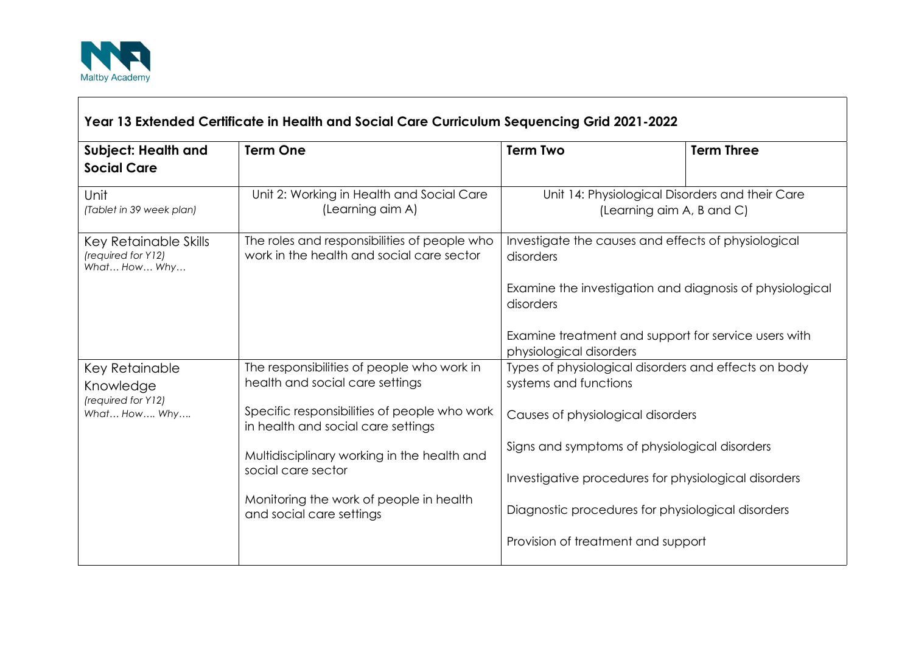Maltby Academy

## Year 13 Extended Certificate in Health and Social Care Curriculum Sequencing Grid 2021-2022

| **Subject: Health and Social Care** | **Term One** | **Term Two** | **Term Three** |
|---|---|---|---|
| Unit<br>*(Tablet in 39 week plan)* | Unit 2: Working in Health and Social Care (Learning aim A) | Unit 14: Physiological Disorders and their Care (Learning aim A, B and C) | |
| Key Retainable Skills<br>*(required for Y12)*<br>*What… How… Why…* | The roles and responsibilities of people who work in the health and social care sector | Investigate the causes and effects of physiological disorders<br><br>Examine the investigation and diagnosis of physiological disorders<br><br>Examine treatment and support for service users with physiological disorders | |
| Key Retainable Knowledge<br>*(required for Y12)*<br>*What… How…. Why….* | The responsibilities of people who work in health and social care settings<br><br>Specific responsibilities of people who work in health and social care settings<br><br>Multidisciplinary working in the health and social care sector<br><br>Monitoring the work of people in health and social care settings | Types of physiological disorders and effects on body systems and functions<br><br>Causes of physiological disorders<br><br>Signs and symptoms of physiological disorders<br><br>Investigative procedures for physiological disorders<br><br>Diagnostic procedures for physiological disorders<br><br>Provision of treatment and support | |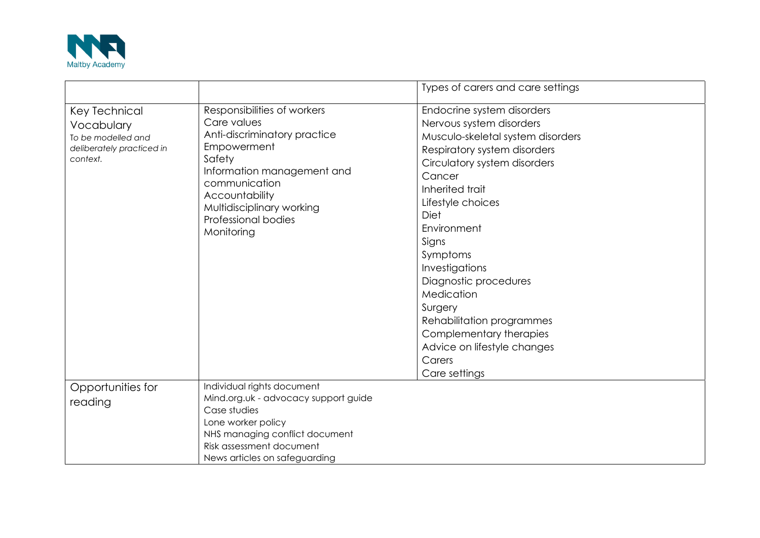| | | Types of carers and care settings |
|---|---|---|
| Key Technical Vocabulary<br>*To be modelled and deliberately practiced in context.* | Responsibilities of workers<br>Care values<br>Anti-discriminatory practice<br>Empowerment<br>Safety<br>Information management and communication<br>Accountability<br>Multidisciplinary working<br>Professional bodies<br>Monitoring | Endocrine system disorders<br>Nervous system disorders<br>Musculo-skeletal system disorders<br>Respiratory system disorders<br>Circulatory system disorders<br>Cancer<br>Inherited trait<br>Lifestyle choices<br>Diet<br>Environment<br>Signs<br>Symptoms<br>Investigations<br>Diagnostic procedures<br>Medication<br>Surgery<br>Rehabilitation programmes<br>Complementary therapies<br>Advice on lifestyle changes<br>Carers<br>Care settings |
| Opportunities for reading | Individual rights document<br>Mind.org.uk - advocacy support guide<br>Case studies<br>Lone worker policy<br>NHS managing conflict document<br>Risk assessment document<br>News articles on safeguarding | |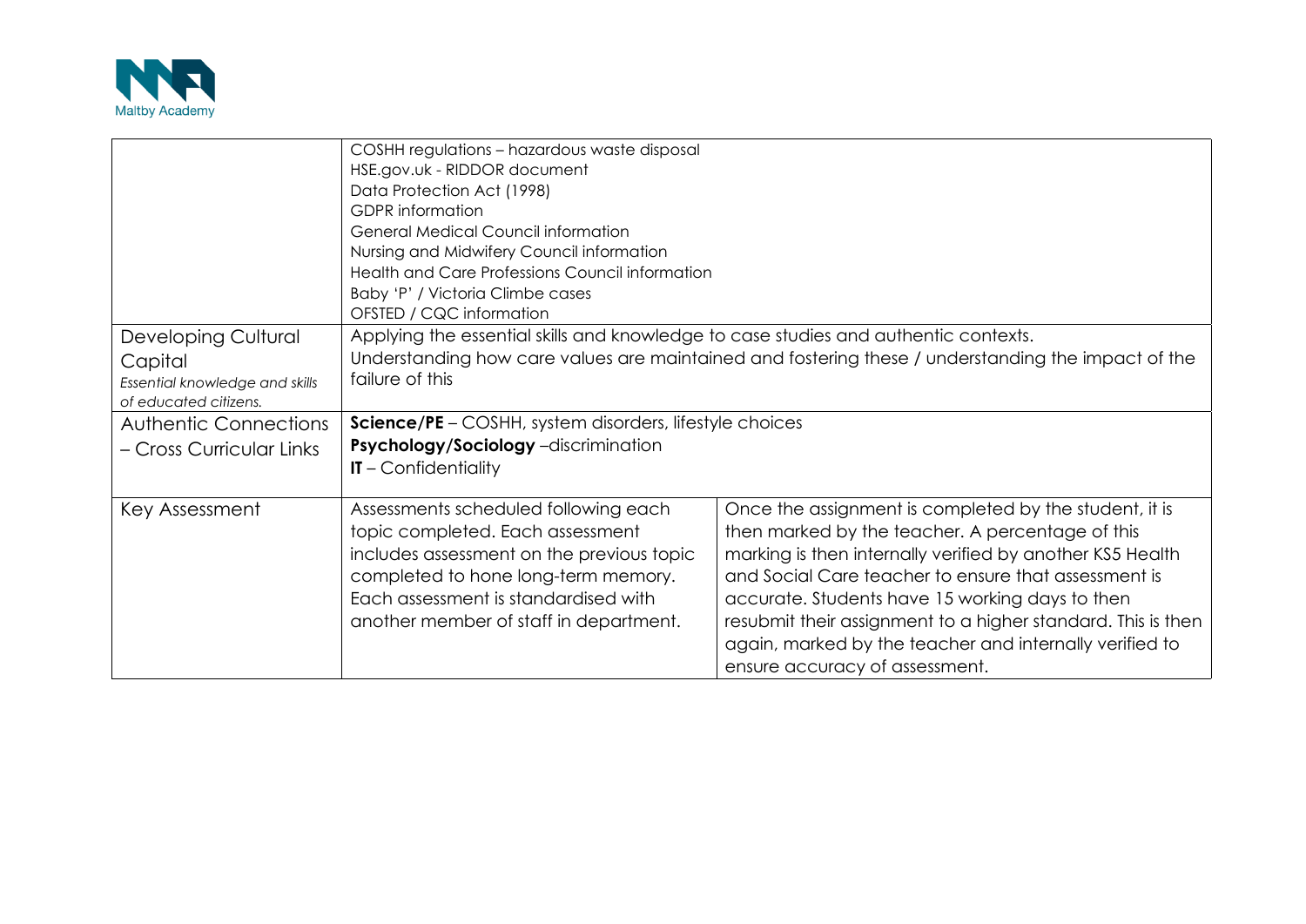| | | |
|---|---|---|
| | COSHH regulations – hazardous waste disposal<br>HSE.gov.uk - RIDDOR document<br>Data Protection Act (1998)<br>GDPR information<br>General Medical Council information<br>Nursing and Midwifery Council information<br>Health and Care Professions Council information<br>Baby 'P' / Victoria Climbe cases<br>OFSTED / CQC information | |
| Developing Cultural Capital<br>*Essential knowledge and skills of educated citizens.* | Applying the essential skills and knowledge to case studies and authentic contexts.<br>Understanding how care values are maintained and fostering these / understanding the impact of the failure of this | |
| Authentic Connections – Cross Curricular Links | **Science/PE** – COSHH, system disorders, lifestyle choices<br>**Psychology/Sociology** –discrimination<br>**IT** – Confidentiality | |
| Key Assessment | Assessments scheduled following each topic completed. Each assessment includes assessment on the previous topic completed to hone long-term memory. Each assessment is standardised with another member of staff in department. | Once the assignment is completed by the student, it is then marked by the teacher. A percentage of this marking is then internally verified by another KS5 Health and Social Care teacher to ensure that assessment is accurate. Students have 15 working days to then resubmit their assignment to a higher standard. This is then again, marked by the teacher and internally verified to ensure accuracy of assessment. |